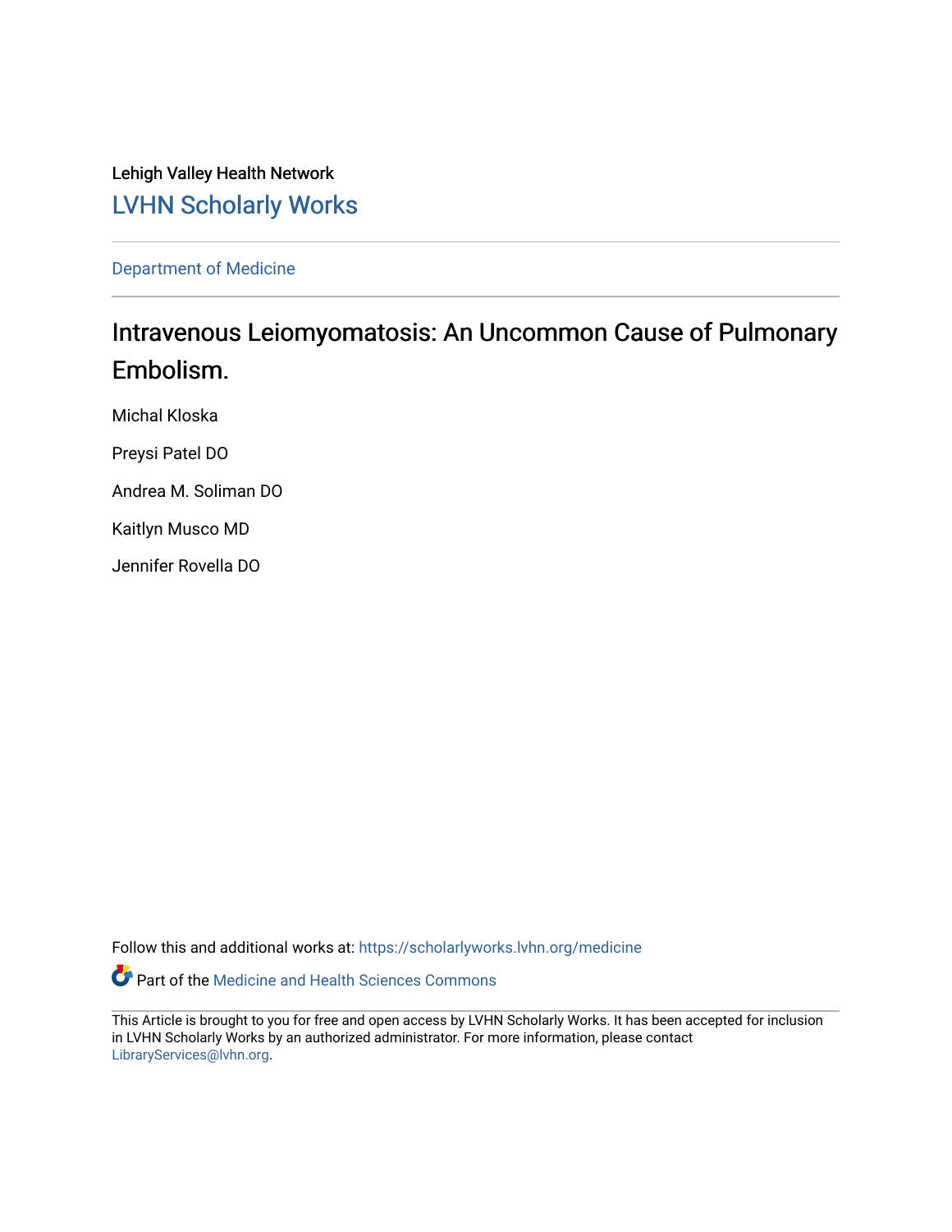Lehigh Valley Health Network

LVHN Scholarly Works

Department of Medicine

# Intravenous Leiomyomatosis: An Uncommon Cause of Pulmonary Embolism.

Michal Kloska

Preysi Patel DO

Andrea M. Soliman DO

Kaitlyn Musco MD

Jennifer Rovella DO

Follow this and additional works at: https://scholarlyworks.lvhn.org/medicine

Part of the Medicine and Health Sciences Commons

This Article is brought to you for free and open access by LVHN Scholarly Works. It has been accepted for inclusion in LVHN Scholarly Works by an authorized administrator. For more information, please contact LibraryServices@lvhn.org.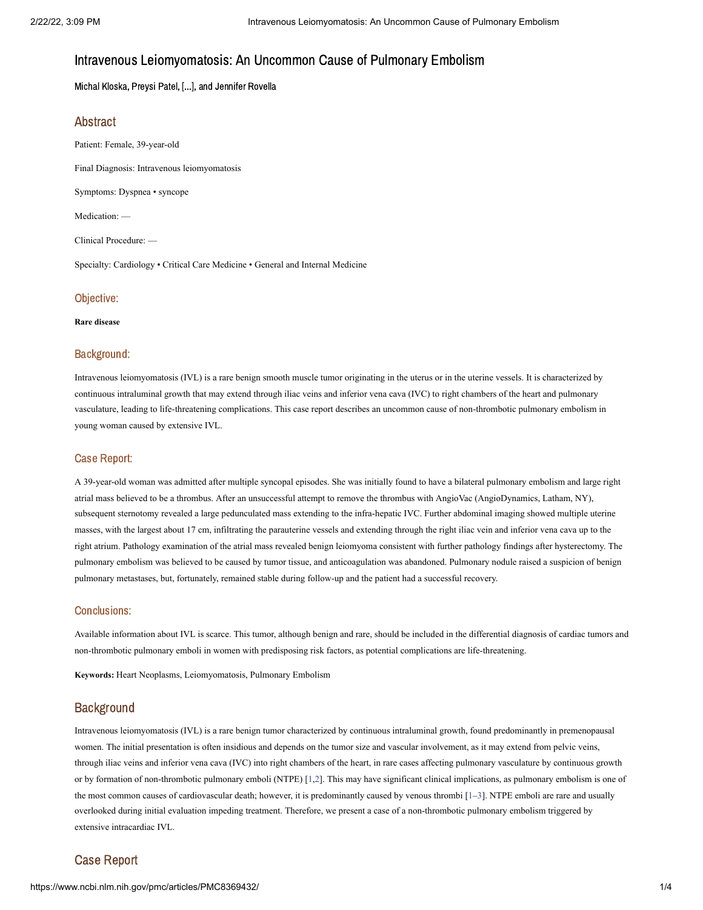# Intravenous Leiomyomatosis: An Uncommon Cause of Pulmonary Embolism

Michal Kloska, Preysi Patel, [...], and Jennifer Rovella

## Abstract

Patient: Female, 39-year-old

Final Diagnosis: Intravenous leiomyomatosis

Symptoms: Dyspnea • syncope

Medication: —

Clinical Procedure: —

Specialty: Cardiology • Critical Care Medicine • General and Internal Medicine

### Objective:

**Rare disease**

### Background:

Intravenous leiomyomatosis (IVL) is a rare benign smooth muscle tumor originating in the uterus or in the uterine vessels. It is characterized by continuous intraluminal growth that may extend through iliac veins and inferior vena cava (IVC) to right chambers of the heart and pulmonary vasculature, leading to life-threatening complications. This case report describes an uncommon cause of non-thrombotic pulmonary embolism in young woman caused by extensive IVL.

### Case Report:

A 39-year-old woman was admitted after multiple syncopal episodes. She was initially found to have a bilateral pulmonary embolism and large right atrial mass believed to be a thrombus. After an unsuccessful attempt to remove the thrombus with AngioVac (AngioDynamics, Latham, NY), subsequent sternotomy revealed a large pedunculated mass extending to the infra-hepatic IVC. Further abdominal imaging showed multiple uterine masses, with the largest about 17 cm, infiltrating the parauterine vessels and extending through the right iliac vein and inferior vena cava up to the right atrium. Pathology examination of the atrial mass revealed benign leiomyoma consistent with further pathology findings after hysterectomy. The pulmonary embolism was believed to be caused by tumor tissue, and anticoagulation was abandoned. Pulmonary nodule raised a suspicion of benign pulmonary metastases, but, fortunately, remained stable during follow-up and the patient had a successful recovery.

### Conclusions:

Available information about IVL is scarce. This tumor, although benign and rare, should be included in the differential diagnosis of cardiac tumors and non-thrombotic pulmonary emboli in women with predisposing risk factors, as potential complications are life-threatening.

**Keywords:** Heart Neoplasms, Leiomyomatosis, Pulmonary Embolism

## Background

Intravenous leiomyomatosis (IVL) is a rare benign tumor characterized by continuous intraluminal growth, found predominantly in premenopausal women. The initial presentation is often insidious and depends on the tumor size and vascular involvement, as it may extend from pelvic veins, through iliac veins and inferior vena cava (IVC) into right chambers of the heart, in rare cases affecting pulmonary vasculature by continuous growth or by formation of non-thrombotic pulmonary emboli (NTPE) [1,2]. This may have significant clinical implications, as pulmonary embolism is one of the most common causes of cardiovascular death; however, it is predominantly caused by venous thrombi [1–3]. NTPE emboli are rare and usually overlooked during initial evaluation impeding treatment. Therefore, we present a case of a non-thrombotic pulmonary embolism triggered by extensive intracardiac IVL.

## Case Report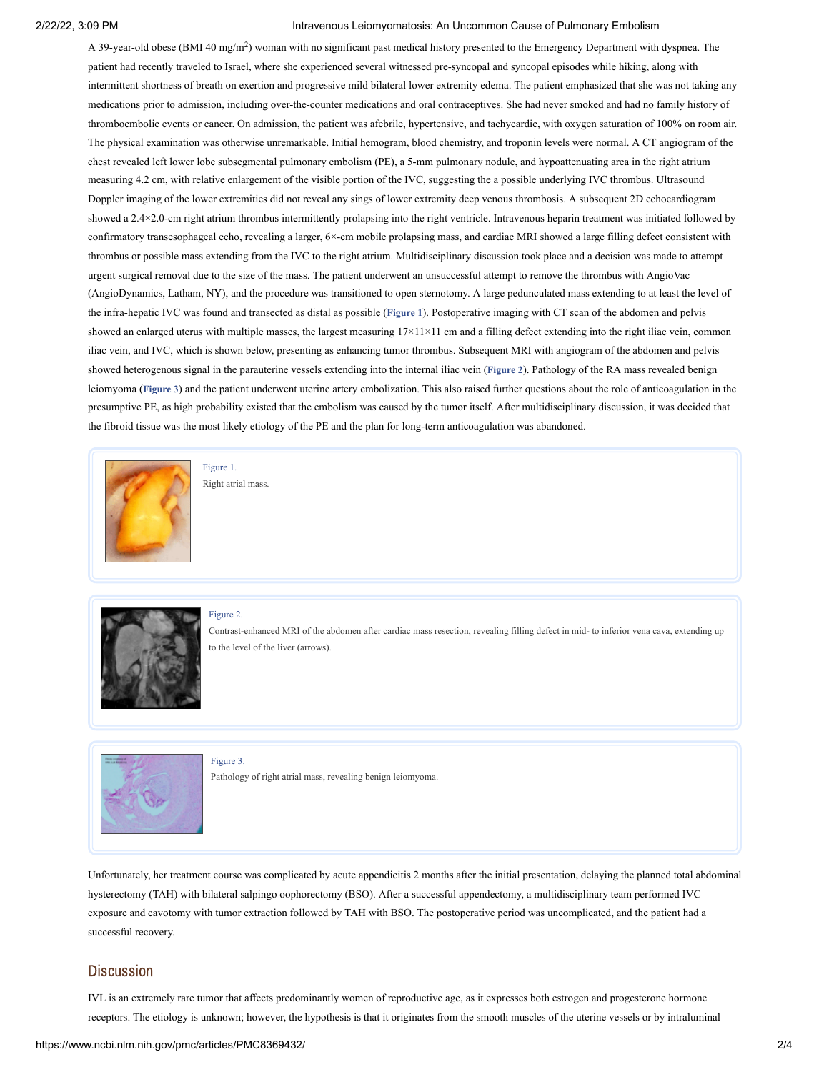A 39-year-old obese (BMI 40 mg/m$^2$) woman with no significant past medical history presented to the Emergency Department with dyspnea. The patient had recently traveled to Israel, where she experienced several witnessed pre-syncopal and syncopal episodes while hiking, along with intermittent shortness of breath on exertion and progressive mild bilateral lower extremity edema. The patient emphasized that she was not taking any medications prior to admission, including over-the-counter medications and oral contraceptives. She had never smoked and had no family history of thromboembolic events or cancer. On admission, the patient was afebrile, hypertensive, and tachycardic, with oxygen saturation of 100% on room air. The physical examination was otherwise unremarkable. Initial hemogram, blood chemistry, and troponin levels were normal. A CT angiogram of the chest revealed left lower lobe subsegmental pulmonary embolism (PE), a 5-mm pulmonary nodule, and hypoattenuating area in the right atrium measuring 4.2 cm, with relative enlargement of the visible portion of the IVC, suggesting the a possible underlying IVC thrombus. Ultrasound Doppler imaging of the lower extremities did not reveal any sings of lower extremity deep venous thrombosis. A subsequent 2D echocardiogram showed a 2.4×2.0-cm right atrium thrombus intermittently prolapsing into the right ventricle. Intravenous heparin treatment was initiated followed by confirmatory transesophageal echo, revealing a larger, 6×-cm mobile prolapsing mass, and cardiac MRI showed a large filling defect consistent with thrombus or possible mass extending from the IVC to the right atrium. Multidisciplinary discussion took place and a decision was made to attempt urgent surgical removal due to the size of the mass. The patient underwent an unsuccessful attempt to remove the thrombus with AngioVac (AngioDynamics, Latham, NY), and the procedure was transitioned to open sternotomy. A large pedunculated mass extending to at least the level of the infra-hepatic IVC was found and transected as distal as possible (**Figure 1**). Postoperative imaging with CT scan of the abdomen and pelvis showed an enlarged uterus with multiple masses, the largest measuring 17×11×11 cm and a filling defect extending into the right iliac vein, common iliac vein, and IVC, which is shown below, presenting as enhancing tumor thrombus. Subsequent MRI with angiogram of the abdomen and pelvis showed heterogenous signal in the parauterine vessels extending into the internal iliac vein (**Figure 2**). Pathology of the RA mass revealed benign leiomyoma (**Figure 3**) and the patient underwent uterine artery embolization. This also raised further questions about the role of anticoagulation in the presumptive PE, as high probability existed that the embolism was caused by the tumor itself. After multidisciplinary discussion, it was decided that the fibroid tissue was the most likely etiology of the PE and the plan for long-term anticoagulation was abandoned.

Figure 1.
Right atrial mass.

Figure 2.
Contrast-enhanced MRI of the abdomen after cardiac mass resection, revealing filling defect in mid- to inferior vena cava, extending up to the level of the liver (arrows).

Figure 3.
Pathology of right atrial mass, revealing benign leiomyoma.

Unfortunately, her treatment course was complicated by acute appendicitis 2 months after the initial presentation, delaying the planned total abdominal hysterectomy (TAH) with bilateral salpingo oophorectomy (BSO). After a successful appendectomy, a multidisciplinary team performed IVC exposure and cavotomy with tumor extraction followed by TAH with BSO. The postoperative period was uncomplicated, and the patient had a successful recovery.

## Discussion

IVL is an extremely rare tumor that affects predominantly women of reproductive age, as it expresses both estrogen and progesterone hormone receptors. The etiology is unknown; however, the hypothesis is that it originates from the smooth muscles of the uterine vessels or by intraluminal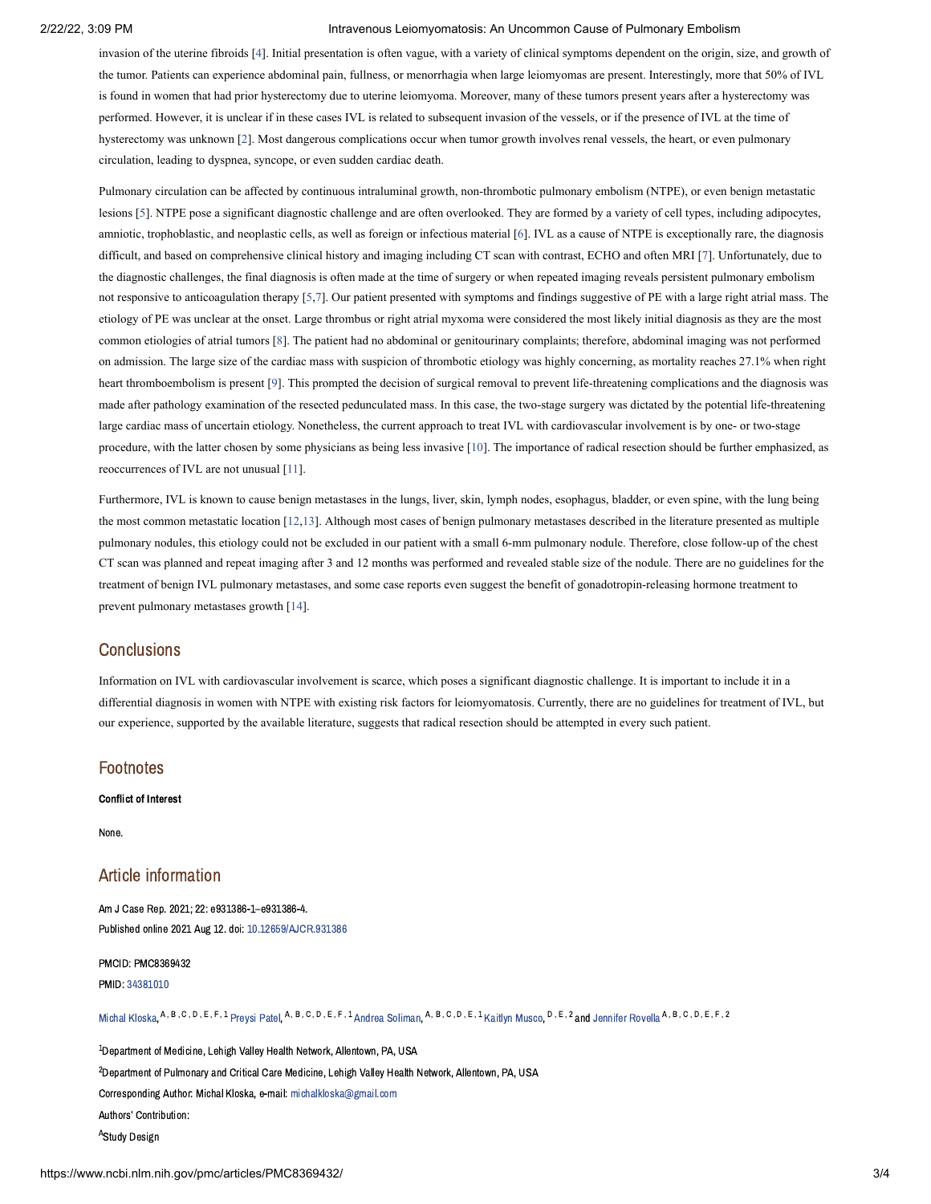invasion of the uterine fibroids [4]. Initial presentation is often vague, with a variety of clinical symptoms dependent on the origin, size, and growth of the tumor. Patients can experience abdominal pain, fullness, or menorrhagia when large leiomyomas are present. Interestingly, more that 50% of IVL is found in women that had prior hysterectomy due to uterine leiomyoma. Moreover, many of these tumors present years after a hysterectomy was performed. However, it is unclear if in these cases IVL is related to subsequent invasion of the vessels, or if the presence of IVL at the time of hysterectomy was unknown [2]. Most dangerous complications occur when tumor growth involves renal vessels, the heart, or even pulmonary circulation, leading to dyspnea, syncope, or even sudden cardiac death.

Pulmonary circulation can be affected by continuous intraluminal growth, non-thrombotic pulmonary embolism (NTPE), or even benign metastatic lesions [5]. NTPE pose a significant diagnostic challenge and are often overlooked. They are formed by a variety of cell types, including adipocytes, amniotic, trophoblastic, and neoplastic cells, as well as foreign or infectious material [6]. IVL as a cause of NTPE is exceptionally rare, the diagnosis difficult, and based on comprehensive clinical history and imaging including CT scan with contrast, ECHO and often MRI [7]. Unfortunately, due to the diagnostic challenges, the final diagnosis is often made at the time of surgery or when repeated imaging reveals persistent pulmonary embolism not responsive to anticoagulation therapy [5,7]. Our patient presented with symptoms and findings suggestive of PE with a large right atrial mass. The etiology of PE was unclear at the onset. Large thrombus or right atrial myxoma were considered the most likely initial diagnosis as they are the most common etiologies of atrial tumors [8]. The patient had no abdominal or genitourinary complaints; therefore, abdominal imaging was not performed on admission. The large size of the cardiac mass with suspicion of thrombotic etiology was highly concerning, as mortality reaches 27.1% when right heart thromboembolism is present [9]. This prompted the decision of surgical removal to prevent life-threatening complications and the diagnosis was made after pathology examination of the resected pedunculated mass. In this case, the two-stage surgery was dictated by the potential life-threatening large cardiac mass of uncertain etiology. Nonetheless, the current approach to treat IVL with cardiovascular involvement is by one- or two-stage procedure, with the latter chosen by some physicians as being less invasive [10]. The importance of radical resection should be further emphasized, as reoccurrences of IVL are not unusual [11].

Furthermore, IVL is known to cause benign metastases in the lungs, liver, skin, lymph nodes, esophagus, bladder, or even spine, with the lung being the most common metastatic location [12,13]. Although most cases of benign pulmonary metastases described in the literature presented as multiple pulmonary nodules, this etiology could not be excluded in our patient with a small 6-mm pulmonary nodule. Therefore, close follow-up of the chest CT scan was planned and repeat imaging after 3 and 12 months was performed and revealed stable size of the nodule. There are no guidelines for the treatment of benign IVL pulmonary metastases, and some case reports even suggest the benefit of gonadotropin-releasing hormone treatment to prevent pulmonary metastases growth [14].

## Conclusions

Information on IVL with cardiovascular involvement is scarce, which poses a significant diagnostic challenge. It is important to include it in a differential diagnosis in women with NTPE with existing risk factors for leiomyomatosis. Currently, there are no guidelines for treatment of IVL, but our experience, supported by the available literature, suggests that radical resection should be attempted in every such patient.

## Footnotes

**Conflict of Interest**

None.

## Article information

Am J Case Rep. 2021; 22: e931386-1–e931386-4.
Published online 2021 Aug 12. doi: 10.12659/AJCR.931386

PMCID: PMC8369432
PMID: 34381010

Michal Kloska,[A, B, C, D, E, F, 1] Preysi Patel,[A, B, C, D, E, F, 1] Andrea Soliman,[A, B, C, D, E, 1] Kaitlyn Musco,[D, E, 2] and Jennifer Rovella[A, B, C, D, E, F, 2]

[1]Department of Medicine, Lehigh Valley Health Network, Allentown, PA, USA

[2]Department of Pulmonary and Critical Care Medicine, Lehigh Valley Health Network, Allentown, PA, USA

Corresponding Author: Michal Kloska, e-mail: michalkloska@gmail.com

Authors' Contribution:

[A]Study Design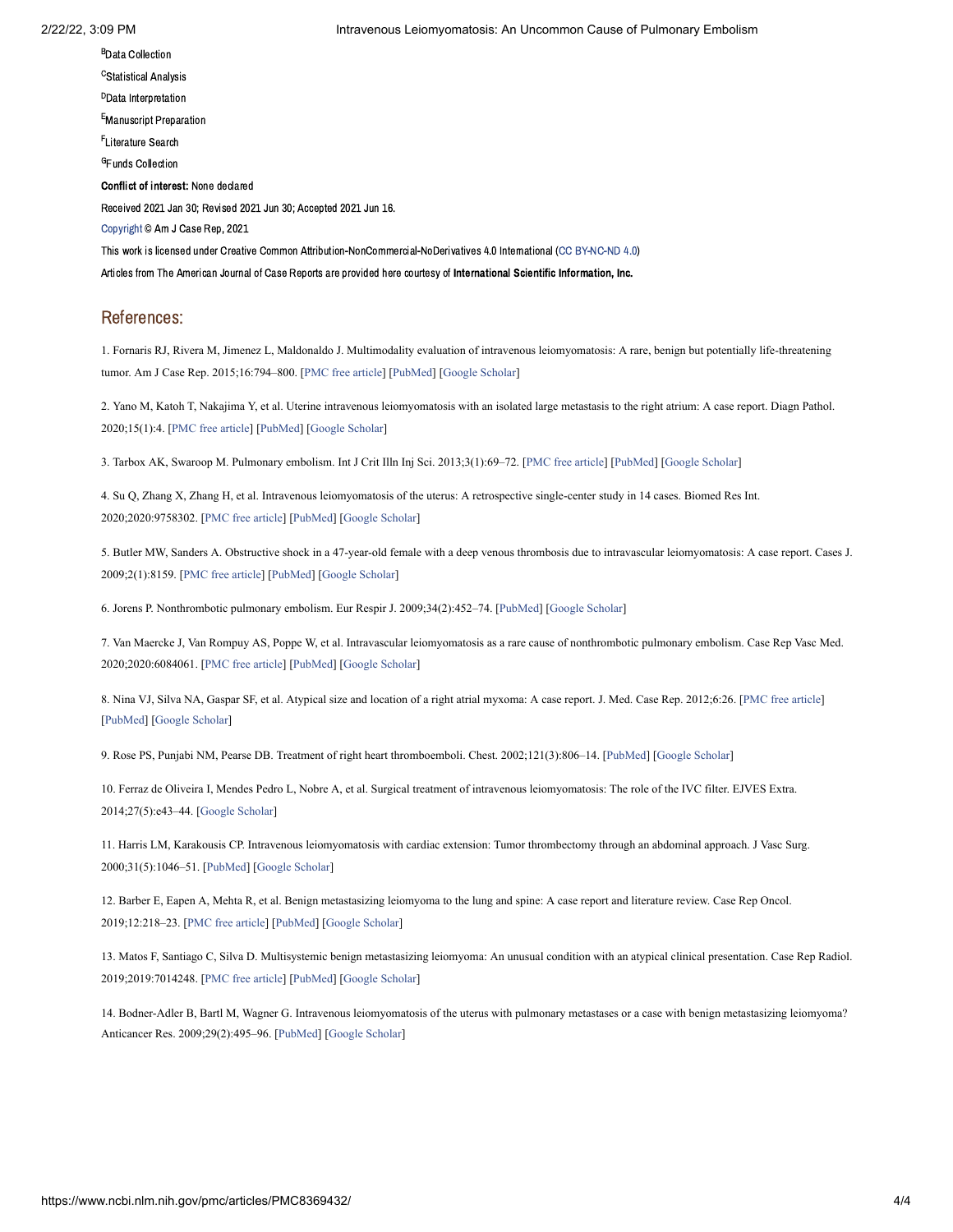[B]Data Collection

[C]Statistical Analysis

[D]Data Interpretation

[E]Manuscript Preparation

[F]Literature Search

[G]Funds Collection

**Conflict of interest:** None declared

Received 2021 Jan 30; Revised 2021 Jun 30; Accepted 2021 Jun 16.

Copyright © Am J Case Rep, 2021

This work is licensed under Creative Common Attribution-NonCommercial-NoDerivatives 4.0 International (CC BY-NC-ND 4.0)

Articles from The American Journal of Case Reports are provided here courtesy of **International Scientific Information, Inc.**

## References:

1. Fornaris RJ, Rivera M, Jimenez L, Maldonaldo J. Multimodality evaluation of intravenous leiomyomatosis: A rare, benign but potentially life-threatening tumor. Am J Case Rep. 2015;16:794–800. [PMC free article] [PubMed] [Google Scholar]

2. Yano M, Katoh T, Nakajima Y, et al. Uterine intravenous leiomyomatosis with an isolated large metastasis to the right atrium: A case report. Diagn Pathol. 2020;15(1):4. [PMC free article] [PubMed] [Google Scholar]

3. Tarbox AK, Swaroop M. Pulmonary embolism. Int J Crit Illn Inj Sci. 2013;3(1):69–72. [PMC free article] [PubMed] [Google Scholar]

4. Su Q, Zhang X, Zhang H, et al. Intravenous leiomyomatosis of the uterus: A retrospective single-center study in 14 cases. Biomed Res Int. 2020;2020:9758302. [PMC free article] [PubMed] [Google Scholar]

5. Butler MW, Sanders A. Obstructive shock in a 47-year-old female with a deep venous thrombosis due to intravascular leiomyomatosis: A case report. Cases J. 2009;2(1):8159. [PMC free article] [PubMed] [Google Scholar]

6. Jorens P. Nonthrombotic pulmonary embolism. Eur Respir J. 2009;34(2):452–74. [PubMed] [Google Scholar]

7. Van Maercke J, Van Rompuy AS, Poppe W, et al. Intravascular leiomyomatosis as a rare cause of nonthrombotic pulmonary embolism. Case Rep Vasc Med. 2020;2020:6084061. [PMC free article] [PubMed] [Google Scholar]

8. Nina VJ, Silva NA, Gaspar SF, et al. Atypical size and location of a right atrial myxoma: A case report. J. Med. Case Rep. 2012;6:26. [PMC free article] [PubMed] [Google Scholar]

9. Rose PS, Punjabi NM, Pearse DB. Treatment of right heart thromboemboli. Chest. 2002;121(3):806–14. [PubMed] [Google Scholar]

10. Ferraz de Oliveira I, Mendes Pedro L, Nobre A, et al. Surgical treatment of intravenous leiomyomatosis: The role of the IVC filter. EJVES Extra. 2014;27(5):e43–44. [Google Scholar]

11. Harris LM, Karakousis CP. Intravenous leiomyomatosis with cardiac extension: Tumor thrombectomy through an abdominal approach. J Vasc Surg. 2000;31(5):1046–51. [PubMed] [Google Scholar]

12. Barber E, Eapen A, Mehta R, et al. Benign metastasizing leiomyoma to the lung and spine: A case report and literature review. Case Rep Oncol. 2019;12:218–23. [PMC free article] [PubMed] [Google Scholar]

13. Matos F, Santiago C, Silva D. Multisystemic benign metastasizing leiomyoma: An unusual condition with an atypical clinical presentation. Case Rep Radiol. 2019;2019:7014248. [PMC free article] [PubMed] [Google Scholar]

14. Bodner-Adler B, Bartl M, Wagner G. Intravenous leiomyomatosis of the uterus with pulmonary metastases or a case with benign metastasizing leiomyoma? Anticancer Res. 2009;29(2):495–96. [PubMed] [Google Scholar]